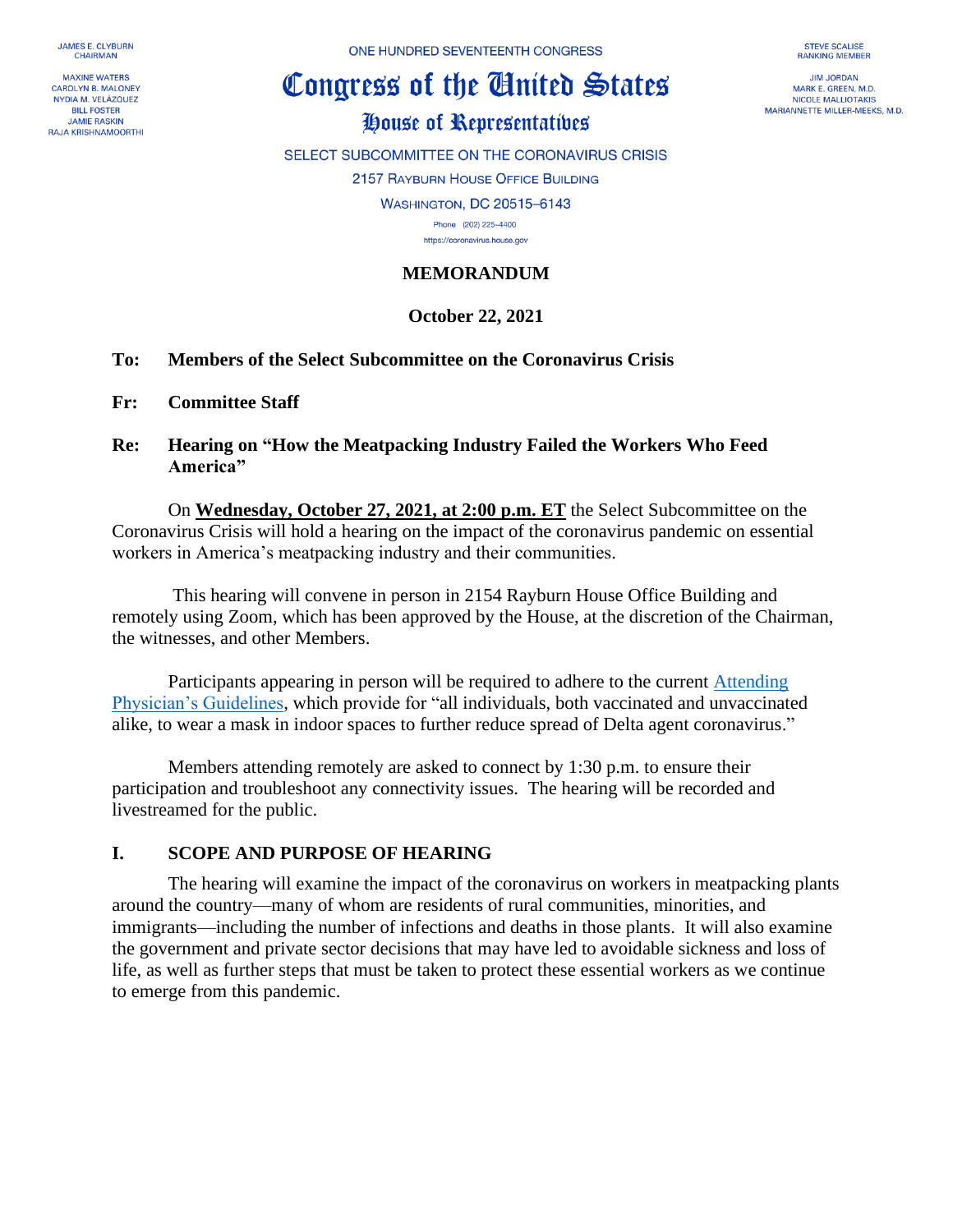JAMES E. CLYBURN
CHAIRMAN

MAXINE WATERS
CAROLYN B. MALONEY
NYDIA M. VELÁZQUEZ
BILL FOSTER
JAMIE RASKIN
RAJA KRISHNAMOORTHI

ONE HUNDRED SEVENTEENTH CONGRESS

# Congress of the United States

## House of Representatives

SELECT SUBCOMMITTEE ON THE CORONAVIRUS CRISIS

2157 RAYBURN HOUSE OFFICE BUILDING

WASHINGTON, DC 20515–6143

Phone (202) 225–4400

https://coronavirus.house.gov

STEVE SCALISE
RANKING MEMBER

JIM JORDAN
MARK E. GREEN, M.D.
NICOLE MALLIOTAKIS
MARIANNETTE MILLER-MEEKS, M.D.

**MEMORANDUM**

**October 22, 2021**

**To: Members of the Select Subcommittee on the Coronavirus Crisis**

**Fr: Committee Staff**

**Re: Hearing on "How the Meatpacking Industry Failed the Workers Who Feed America"**

On **Wednesday, October 27, 2021, at 2:00 p.m. ET** the Select Subcommittee on the Coronavirus Crisis will hold a hearing on the impact of the coronavirus pandemic on essential workers in America's meatpacking industry and their communities.

This hearing will convene in person in 2154 Rayburn House Office Building and remotely using Zoom, which has been approved by the House, at the discretion of the Chairman, the witnesses, and other Members.

Participants appearing in person will be required to adhere to the current Attending Physician's Guidelines, which provide for "all individuals, both vaccinated and unvaccinated alike, to wear a mask in indoor spaces to further reduce spread of Delta agent coronavirus."

Members attending remotely are asked to connect by 1:30 p.m. to ensure their participation and troubleshoot any connectivity issues. The hearing will be recorded and livestreamed for the public.

## I. SCOPE AND PURPOSE OF HEARING

The hearing will examine the impact of the coronavirus on workers in meatpacking plants around the country—many of whom are residents of rural communities, minorities, and immigrants—including the number of infections and deaths in those plants. It will also examine the government and private sector decisions that may have led to avoidable sickness and loss of life, as well as further steps that must be taken to protect these essential workers as we continue to emerge from this pandemic.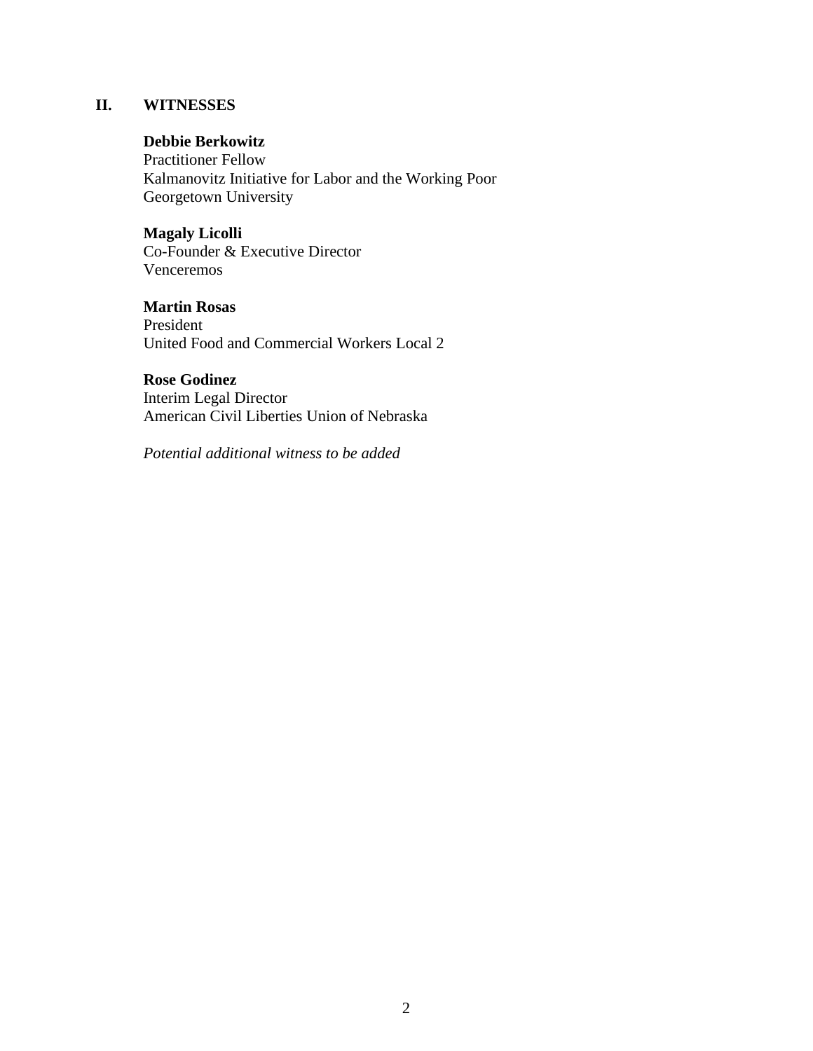## II. WITNESSES

**Debbie Berkowitz**
Practitioner Fellow
Kalmanovitz Initiative for Labor and the Working Poor
Georgetown University

**Magaly Licolli**
Co-Founder & Executive Director
Venceremos

**Martin Rosas**
President
United Food and Commercial Workers Local 2

**Rose Godinez**
Interim Legal Director
American Civil Liberties Union of Nebraska

*Potential additional witness to be added*